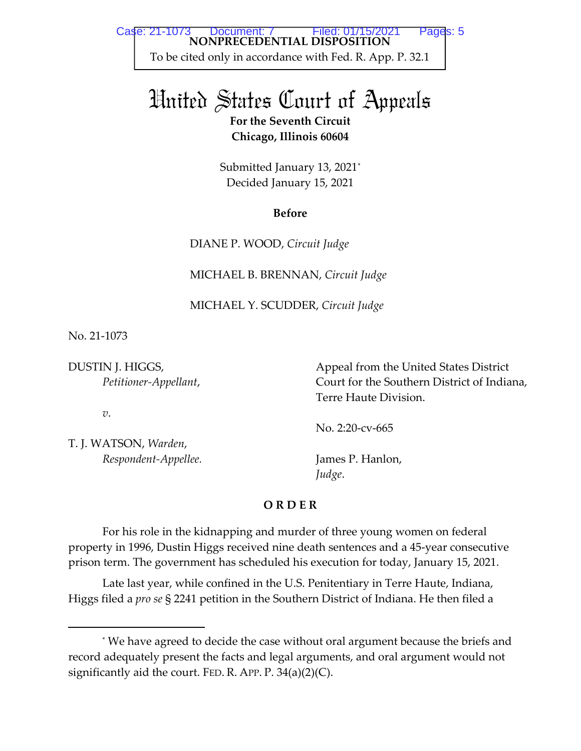**NONPRECEDENTIAL DISPOSITION**
To be cited only in accordance with Fed. R. App. P. 32.1

# United States Court of Appeals

**For the Seventh Circuit**
**Chicago, Illinois 60604**

Submitted January 13, 2021*
Decided January 15, 2021

**Before**

DIANE P. WOOD, *Circuit Judge*

MICHAEL B. BRENNAN, *Circuit Judge*

MICHAEL Y. SCUDDER, *Circuit Judge*

No. 21-1073

DUSTIN J. HIGGS,
*Petitioner-Appellant*,

*v.*

T. J. WATSON, *Warden*,
*Respondent-Appellee.*

Appeal from the United States District Court for the Southern District of Indiana, Terre Haute Division.

No. 2:20-cv-665

James P. Hanlon,
*Judge*.

**O R D E R**

For his role in the kidnapping and murder of three young women on federal property in 1996, Dustin Higgs received nine death sentences and a 45-year consecutive prison term. The government has scheduled his execution for today, January 15, 2021.

Late last year, while confined in the U.S. Penitentiary in Terre Haute, Indiana, Higgs filed a *pro se* § 2241 petition in the Southern District of Indiana. He then filed a

---

* We have agreed to decide the case without oral argument because the briefs and record adequately present the facts and legal arguments, and oral argument would not significantly aid the court. FED. R. APP. P. 34(a)(2)(C).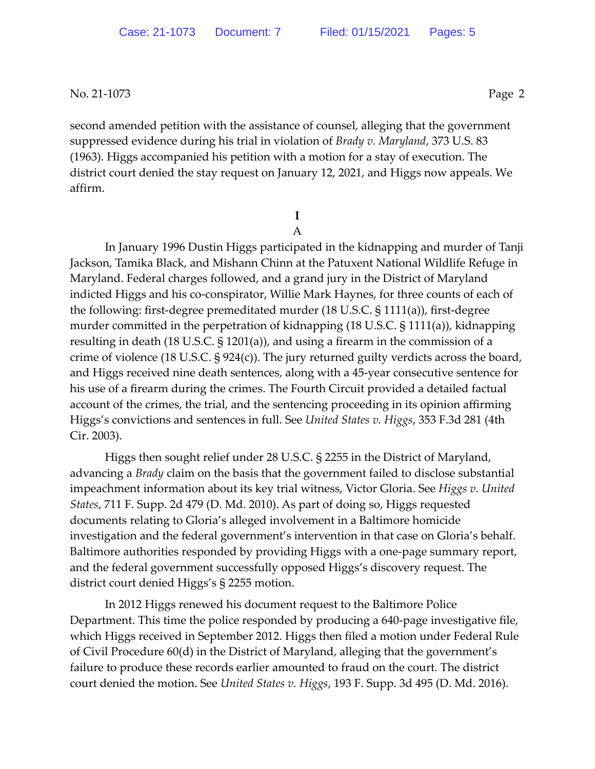second amended petition with the assistance of counsel, alleging that the government suppressed evidence during his trial in violation of *Brady v. Maryland*, 373 U.S. 83 (1963). Higgs accompanied his petition with a motion for a stay of execution. The district court denied the stay request on January 12, 2021, and Higgs now appeals. We affirm.

## I

### A

In January 1996 Dustin Higgs participated in the kidnapping and murder of Tanji Jackson, Tamika Black, and Mishann Chinn at the Patuxent National Wildlife Refuge in Maryland. Federal charges followed, and a grand jury in the District of Maryland indicted Higgs and his co-conspirator, Willie Mark Haynes, for three counts of each of the following: first-degree premeditated murder (18 U.S.C. § 1111(a)), first-degree murder committed in the perpetration of kidnapping (18 U.S.C. § 1111(a)), kidnapping resulting in death (18 U.S.C. § 1201(a)), and using a firearm in the commission of a crime of violence (18 U.S.C. § 924(c)). The jury returned guilty verdicts across the board, and Higgs received nine death sentences, along with a 45-year consecutive sentence for his use of a firearm during the crimes. The Fourth Circuit provided a detailed factual account of the crimes, the trial, and the sentencing proceeding in its opinion affirming Higgs's convictions and sentences in full. See *United States v. Higgs*, 353 F.3d 281 (4th Cir. 2003).

Higgs then sought relief under 28 U.S.C. § 2255 in the District of Maryland, advancing a *Brady* claim on the basis that the government failed to disclose substantial impeachment information about its key trial witness, Victor Gloria. See *Higgs v. United States*, 711 F. Supp. 2d 479 (D. Md. 2010). As part of doing so, Higgs requested documents relating to Gloria's alleged involvement in a Baltimore homicide investigation and the federal government's intervention in that case on Gloria's behalf. Baltimore authorities responded by providing Higgs with a one-page summary report, and the federal government successfully opposed Higgs's discovery request. The district court denied Higgs's § 2255 motion.

In 2012 Higgs renewed his document request to the Baltimore Police Department. This time the police responded by producing a 640-page investigative file, which Higgs received in September 2012. Higgs then filed a motion under Federal Rule of Civil Procedure 60(d) in the District of Maryland, alleging that the government's failure to produce these records earlier amounted to fraud on the court. The district court denied the motion. See *United States v. Higgs*, 193 F. Supp. 3d 495 (D. Md. 2016).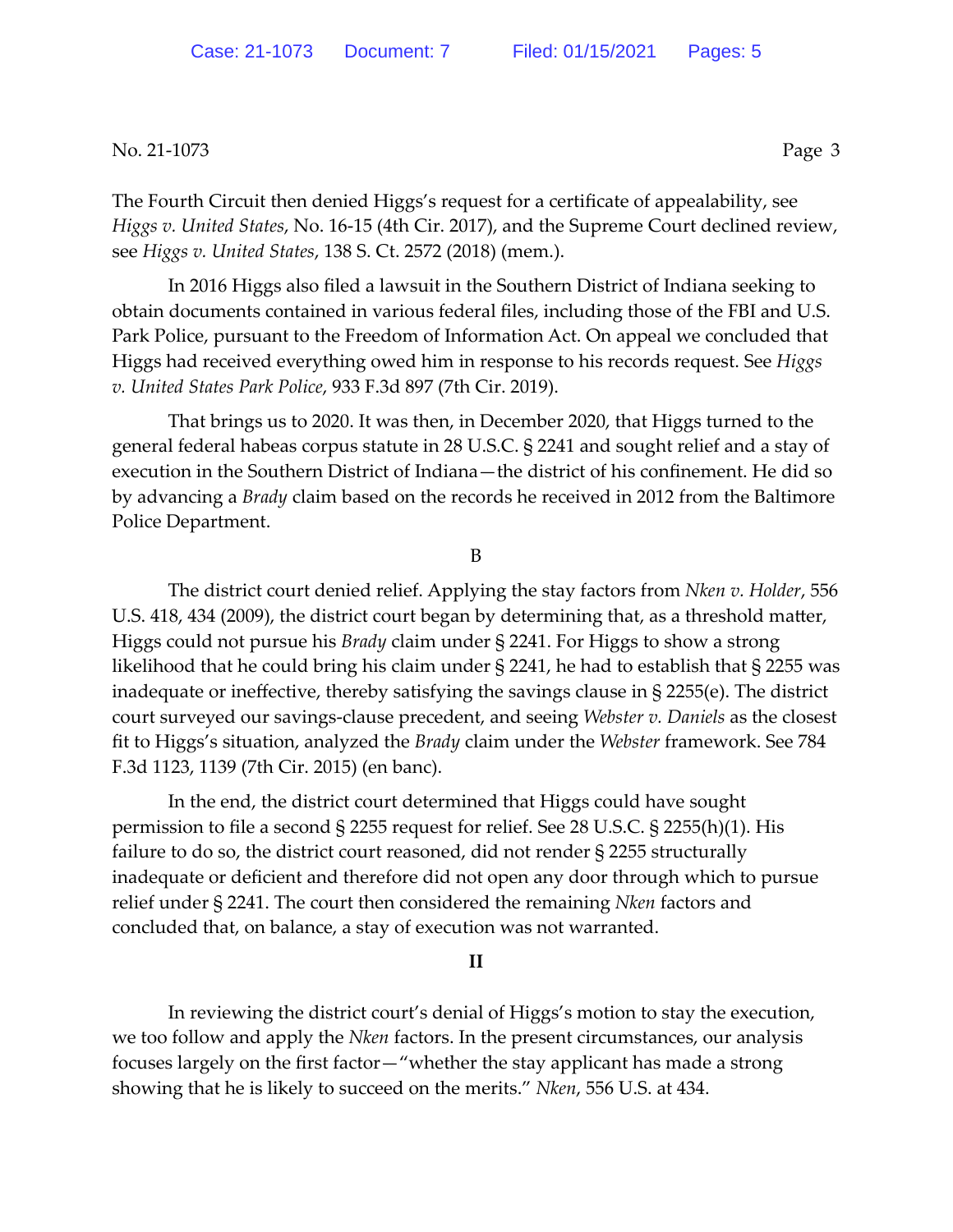The Fourth Circuit then denied Higgs's request for a certificate of appealability, see *Higgs v. United States*, No. 16-15 (4th Cir. 2017), and the Supreme Court declined review, see *Higgs v. United States*, 138 S. Ct. 2572 (2018) (mem.).

In 2016 Higgs also filed a lawsuit in the Southern District of Indiana seeking to obtain documents contained in various federal files, including those of the FBI and U.S. Park Police, pursuant to the Freedom of Information Act. On appeal we concluded that Higgs had received everything owed him in response to his records request. See *Higgs v. United States Park Police*, 933 F.3d 897 (7th Cir. 2019).

That brings us to 2020. It was then, in December 2020, that Higgs turned to the general federal habeas corpus statute in 28 U.S.C. § 2241 and sought relief and a stay of execution in the Southern District of Indiana—the district of his confinement. He did so by advancing a *Brady* claim based on the records he received in 2012 from the Baltimore Police Department.

### B

The district court denied relief. Applying the stay factors from *Nken v. Holder*, 556 U.S. 418, 434 (2009), the district court began by determining that, as a threshold matter, Higgs could not pursue his *Brady* claim under § 2241. For Higgs to show a strong likelihood that he could bring his claim under § 2241, he had to establish that § 2255 was inadequate or ineffective, thereby satisfying the savings clause in § 2255(e). The district court surveyed our savings-clause precedent, and seeing *Webster v. Daniels* as the closest fit to Higgs's situation, analyzed the *Brady* claim under the *Webster* framework. See 784 F.3d 1123, 1139 (7th Cir. 2015) (en banc).

In the end, the district court determined that Higgs could have sought permission to file a second § 2255 request for relief. See 28 U.S.C. § 2255(h)(1). His failure to do so, the district court reasoned, did not render § 2255 structurally inadequate or deficient and therefore did not open any door through which to pursue relief under § 2241. The court then considered the remaining *Nken* factors and concluded that, on balance, a stay of execution was not warranted.

## II

In reviewing the district court's denial of Higgs's motion to stay the execution, we too follow and apply the *Nken* factors. In the present circumstances, our analysis focuses largely on the first factor—"whether the stay applicant has made a strong showing that he is likely to succeed on the merits." *Nken*, 556 U.S. at 434.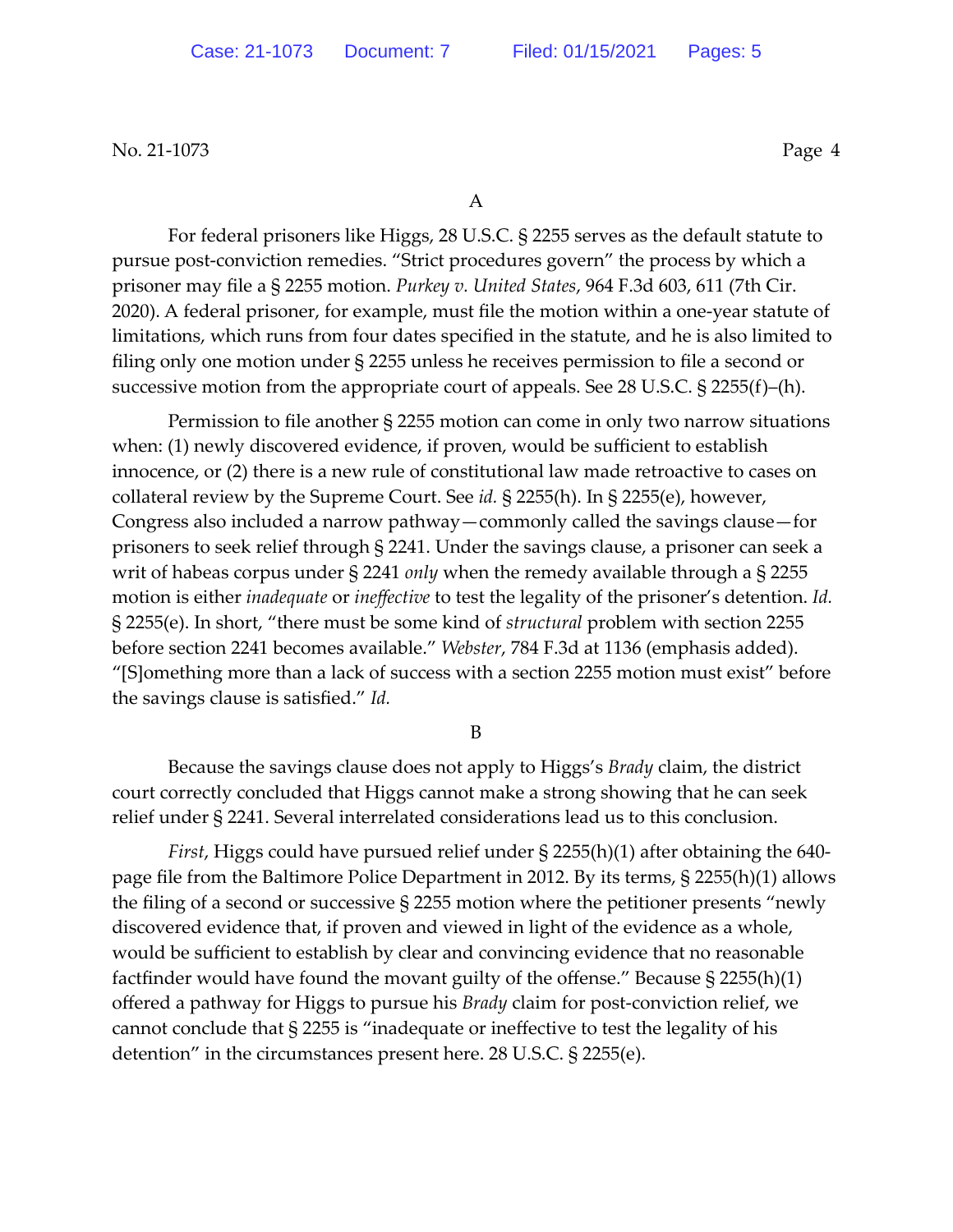A

For federal prisoners like Higgs, 28 U.S.C. § 2255 serves as the default statute to pursue post-conviction remedies. "Strict procedures govern" the process by which a prisoner may file a § 2255 motion. *Purkey v. United States*, 964 F.3d 603, 611 (7th Cir. 2020). A federal prisoner, for example, must file the motion within a one-year statute of limitations, which runs from four dates specified in the statute, and he is also limited to filing only one motion under § 2255 unless he receives permission to file a second or successive motion from the appropriate court of appeals. See 28 U.S.C. § 2255(f)–(h).

Permission to file another § 2255 motion can come in only two narrow situations when: (1) newly discovered evidence, if proven, would be sufficient to establish innocence, or (2) there is a new rule of constitutional law made retroactive to cases on collateral review by the Supreme Court. See *id.* § 2255(h). In § 2255(e), however, Congress also included a narrow pathway—commonly called the savings clause—for prisoners to seek relief through § 2241. Under the savings clause, a prisoner can seek a writ of habeas corpus under § 2241 *only* when the remedy available through a § 2255 motion is either *inadequate* or *ineffective* to test the legality of the prisoner's detention. *Id.* § 2255(e). In short, "there must be some kind of *structural* problem with section 2255 before section 2241 becomes available." *Webster*, 784 F.3d at 1136 (emphasis added). "[S]omething more than a lack of success with a section 2255 motion must exist" before the savings clause is satisfied." *Id.*

B

Because the savings clause does not apply to Higgs's *Brady* claim, the district court correctly concluded that Higgs cannot make a strong showing that he can seek relief under § 2241. Several interrelated considerations lead us to this conclusion.

*First*, Higgs could have pursued relief under § 2255(h)(1) after obtaining the 640-page file from the Baltimore Police Department in 2012. By its terms, § 2255(h)(1) allows the filing of a second or successive § 2255 motion where the petitioner presents "newly discovered evidence that, if proven and viewed in light of the evidence as a whole, would be sufficient to establish by clear and convincing evidence that no reasonable factfinder would have found the movant guilty of the offense." Because § 2255(h)(1) offered a pathway for Higgs to pursue his *Brady* claim for post-conviction relief, we cannot conclude that § 2255 is "inadequate or ineffective to test the legality of his detention" in the circumstances present here. 28 U.S.C. § 2255(e).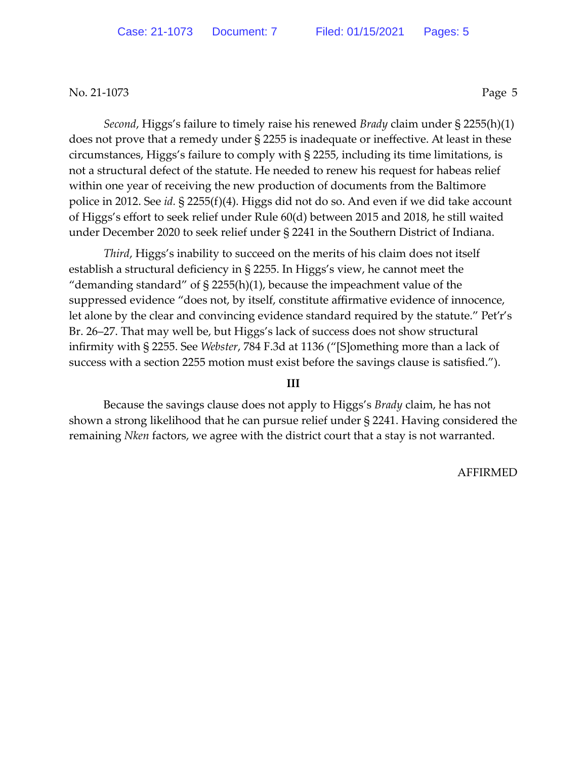*Second*, Higgs's failure to timely raise his renewed *Brady* claim under § 2255(h)(1) does not prove that a remedy under § 2255 is inadequate or ineffective. At least in these circumstances, Higgs's failure to comply with § 2255, including its time limitations, is not a structural defect of the statute. He needed to renew his request for habeas relief within one year of receiving the new production of documents from the Baltimore police in 2012. See *id.* § 2255(f)(4). Higgs did not do so. And even if we did take account of Higgs's effort to seek relief under Rule 60(d) between 2015 and 2018, he still waited under December 2020 to seek relief under § 2241 in the Southern District of Indiana.

*Third*, Higgs's inability to succeed on the merits of his claim does not itself establish a structural deficiency in § 2255. In Higgs's view, he cannot meet the "demanding standard" of § 2255(h)(1), because the impeachment value of the suppressed evidence "does not, by itself, constitute affirmative evidence of innocence, let alone by the clear and convincing evidence standard required by the statute." Pet'r's Br. 26–27. That may well be, but Higgs's lack of success does not show structural infirmity with § 2255. See *Webster*, 784 F.3d at 1136 ("[S]omething more than a lack of success with a section 2255 motion must exist before the savings clause is satisfied.").

**III**

Because the savings clause does not apply to Higgs's *Brady* claim, he has not shown a strong likelihood that he can pursue relief under § 2241. Having considered the remaining *Nken* factors, we agree with the district court that a stay is not warranted.

AFFIRMED